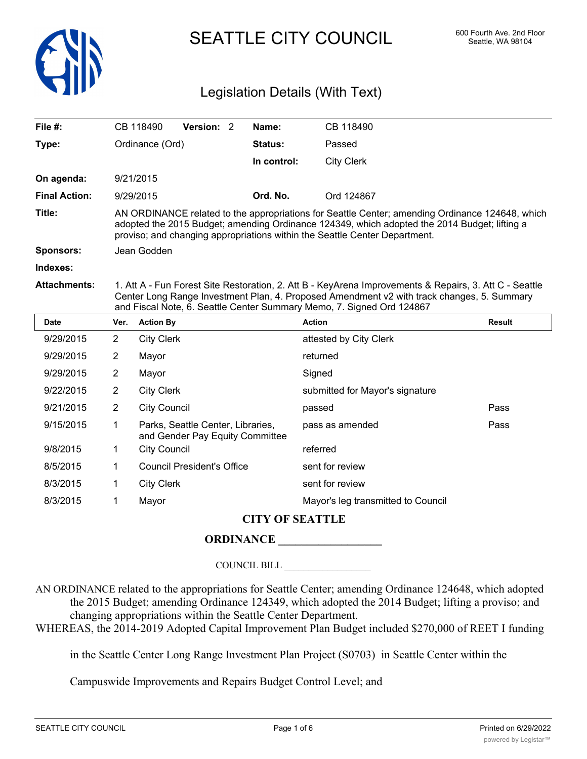# SEATTLE CITY COUNCIL

600 Fourth Ave. 2nd Floor
Seattle, WA 98104

## Legislation Details (With Text)

| | | | |
|---|---|---|---|
| **File #:** | CB 118490 **Version:** 2 | **Name:** | CB 118490 |
| **Type:** | Ordinance (Ord) | **Status:** | Passed |
| | | **In control:** | City Clerk |
| **On agenda:** | 9/21/2015 | | |
| **Final Action:** | 9/29/2015 | **Ord. No.** | Ord 124867 |

**Title:** AN ORDINANCE related to the appropriations for Seattle Center; amending Ordinance 124648, which adopted the 2015 Budget; amending Ordinance 124349, which adopted the 2014 Budget; lifting a proviso; and changing appropriations within the Seattle Center Department.

**Sponsors:** Jean Godden

**Indexes:**

**Attachments:** 1. Att A - Fun Forest Site Restoration, 2. Att B - KeyArena Improvements & Repairs, 3. Att C - Seattle Center Long Range Investment Plan, 4. Proposed Amendment v2 with track changes, 5. Summary and Fiscal Note, 6. Seattle Center Summary Memo, 7. Signed Ord 124867

| Date | Ver. | Action By | Action | Result |
|---|---|---|---|---|
| 9/29/2015 | 2 | City Clerk | attested by City Clerk | |
| 9/29/2015 | 2 | Mayor | returned | |
| 9/29/2015 | 2 | Mayor | Signed | |
| 9/22/2015 | 2 | City Clerk | submitted for Mayor's signature | |
| 9/21/2015 | 2 | City Council | passed | Pass |
| 9/15/2015 | 1 | Parks, Seattle Center, Libraries, and Gender Pay Equity Committee | pass as amended | Pass |
| 9/8/2015 | 1 | City Council | referred | |
| 8/5/2015 | 1 | Council President's Office | sent for review | |
| 8/3/2015 | 1 | City Clerk | sent for review | |
| 8/3/2015 | 1 | Mayor | Mayor's leg transmitted to Council | |

**CITY OF SEATTLE**

**ORDINANCE __________________**

COUNCIL BILL __________________

AN ORDINANCE related to the appropriations for Seattle Center; amending Ordinance 124648, which adopted the 2015 Budget; amending Ordinance 124349, which adopted the 2014 Budget; lifting a proviso; and changing appropriations within the Seattle Center Department.

WHEREAS, the 2014-2019 Adopted Capital Improvement Plan Budget included $270,000 of REET I funding in the Seattle Center Long Range Investment Plan Project (S0703) in Seattle Center within the Campuswide Improvements and Repairs Budget Control Level; and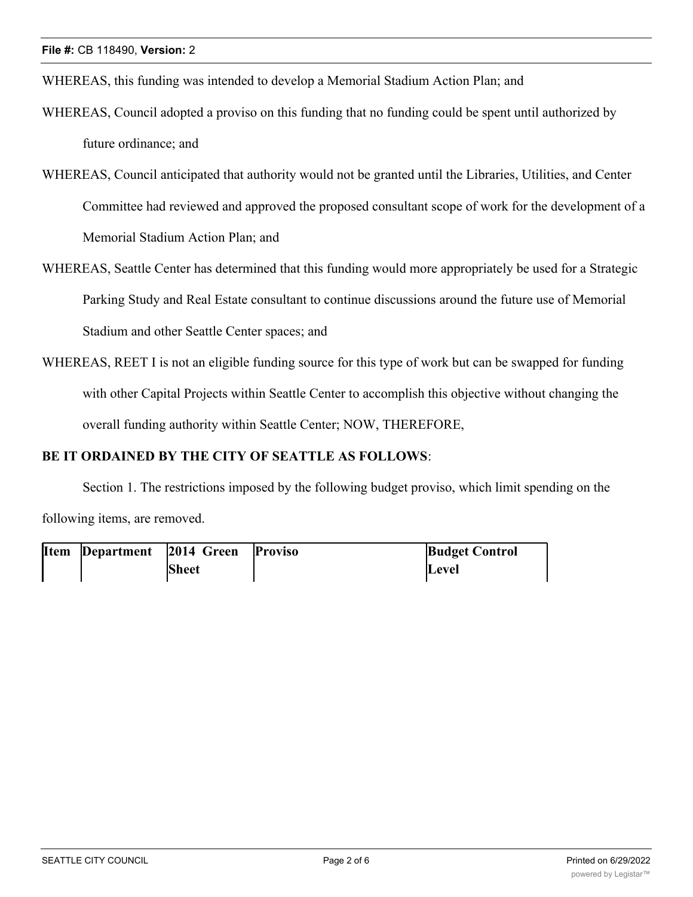WHEREAS, this funding was intended to develop a Memorial Stadium Action Plan; and

WHEREAS, Council adopted a proviso on this funding that no funding could be spent until authorized by future ordinance; and

WHEREAS, Council anticipated that authority would not be granted until the Libraries, Utilities, and Center Committee had reviewed and approved the proposed consultant scope of work for the development of a Memorial Stadium Action Plan; and

WHEREAS, Seattle Center has determined that this funding would more appropriately be used for a Strategic Parking Study and Real Estate consultant to continue discussions around the future use of Memorial Stadium and other Seattle Center spaces; and

WHEREAS, REET I is not an eligible funding source for this type of work but can be swapped for funding with other Capital Projects within Seattle Center to accomplish this objective without changing the overall funding authority within Seattle Center; NOW, THEREFORE,

**BE IT ORDAINED BY THE CITY OF SEATTLE AS FOLLOWS**:

Section 1. The restrictions imposed by the following budget proviso, which limit spending on the following items, are removed.

| Item | Department | 2014 Green Sheet | Proviso | Budget Control Level |
|---|---|---|---|---|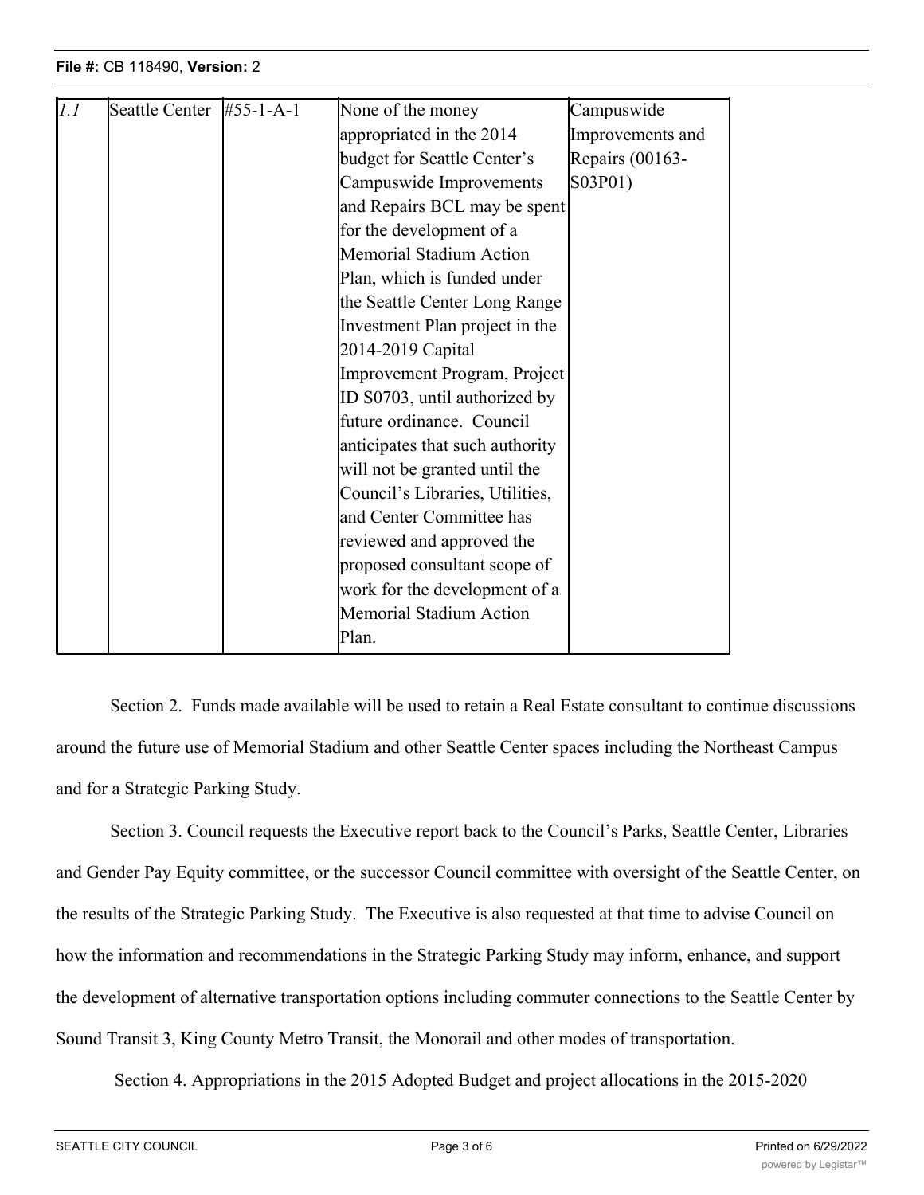| *1.1* | Seattle Center | #55-1-A-1 | None of the money appropriated in the 2014 budget for Seattle Center's Campuswide Improvements and Repairs BCL may be spent for the development of a Memorial Stadium Action Plan, which is funded under the Seattle Center Long Range Investment Plan project in the 2014-2019 Capital Improvement Program, Project ID S0703, until authorized by future ordinance. Council anticipates that such authority will not be granted until the Council's Libraries, Utilities, and Center Committee has reviewed and approved the proposed consultant scope of work for the development of a Memorial Stadium Action Plan. | Campuswide Improvements and Repairs (00163-S03P01) |
|---|---|---|---|---|

Section 2. Funds made available will be used to retain a Real Estate consultant to continue discussions around the future use of Memorial Stadium and other Seattle Center spaces including the Northeast Campus and for a Strategic Parking Study.

Section 3. Council requests the Executive report back to the Council's Parks, Seattle Center, Libraries and Gender Pay Equity committee, or the successor Council committee with oversight of the Seattle Center, on the results of the Strategic Parking Study. The Executive is also requested at that time to advise Council on how the information and recommendations in the Strategic Parking Study may inform, enhance, and support the development of alternative transportation options including commuter connections to the Seattle Center by Sound Transit 3, King County Metro Transit, the Monorail and other modes of transportation.

Section 4. Appropriations in the 2015 Adopted Budget and project allocations in the 2015-2020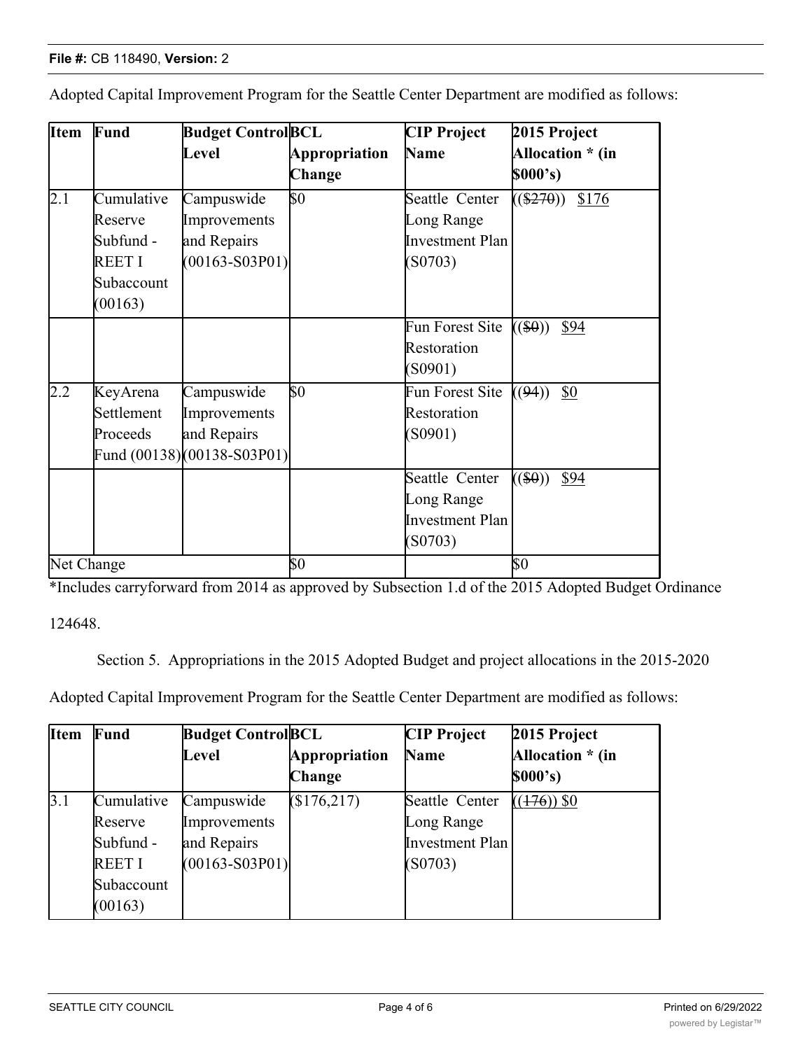Adopted Capital Improvement Program for the Seattle Center Department are modified as follows:

| Item | Fund | Budget Control Level | BCL Appropriation Change | CIP Project Name | 2015 Project Allocation * (in $000's) |
|---|---|---|---|---|---|
| 2.1 | Cumulative Reserve Subfund - REET I Subaccount (00163) | Campuswide Improvements and Repairs (00163-S03P01) | $0 | Seattle Center Long Range Investment Plan (S0703) | (($270)) $176 |
| | | | | Fun Forest Site Restoration (S0901) | (($0)) $94 |
| 2.2 | KeyArena Settlement Proceeds Fund (00138) | Campuswide Improvements and Repairs (00138-S03P01) | $0 | Fun Forest Site Restoration (S0901) | ((94)) $0 |
| | | | | Seattle Center Long Range Investment Plan (S0703) | (($0)) $94 |
| Net Change | | | $0 | | $0 |

*Includes carryforward from 2014 as approved by Subsection 1.d of the 2015 Adopted Budget Ordinance 124648.

Section 5. Appropriations in the 2015 Adopted Budget and project allocations in the 2015-2020 Adopted Capital Improvement Program for the Seattle Center Department are modified as follows:

| Item | Fund | Budget Control Level | BCL Appropriation Change | CIP Project Name | 2015 Project Allocation * (in $000's) |
|---|---|---|---|---|---|
| 3.1 | Cumulative Reserve Subfund - REET I Subaccount (00163) | Campuswide Improvements and Repairs (00163-S03P01) | ($176,217) | Seattle Center Long Range Investment Plan (S0703) | ((176)) $0 |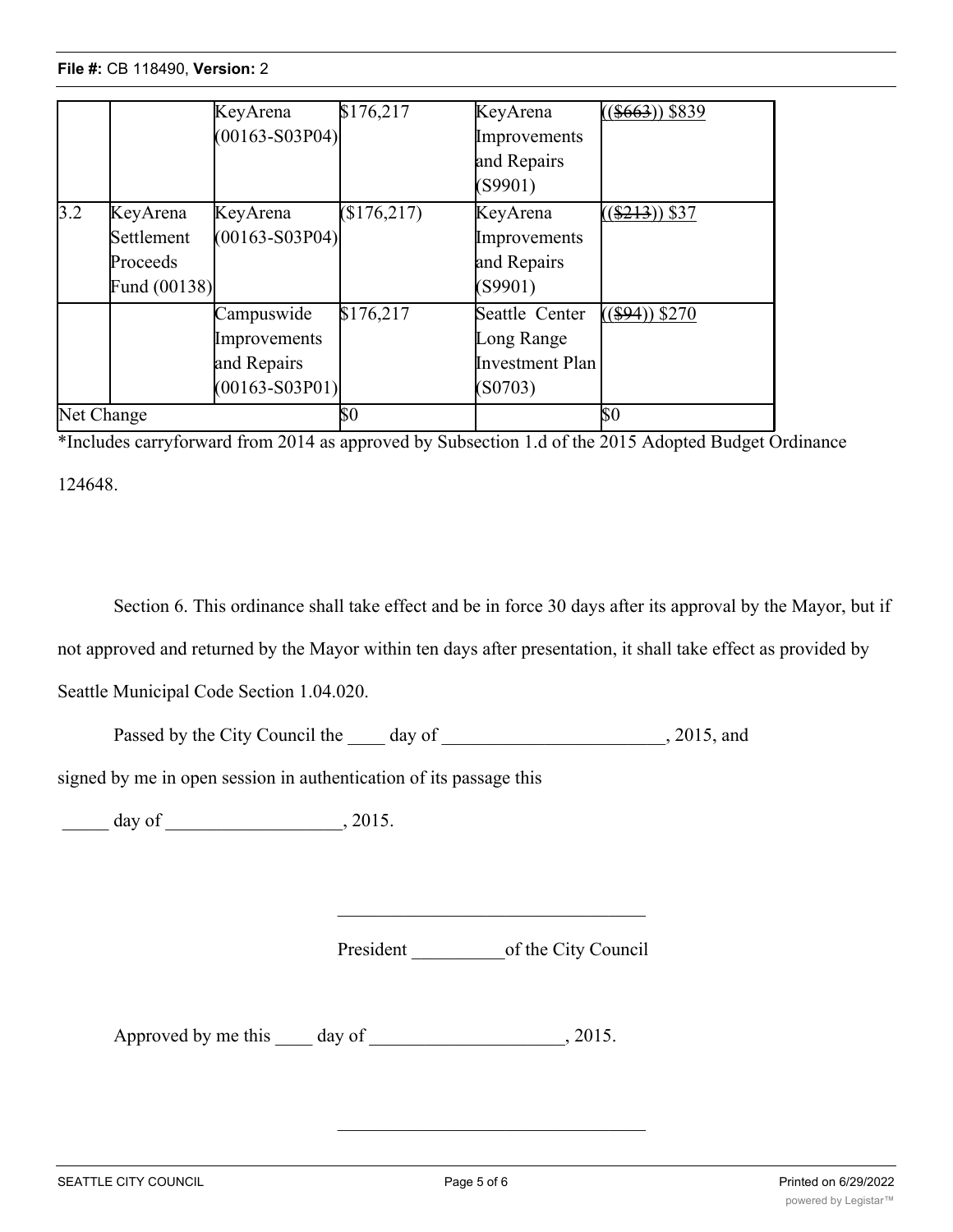| | | KeyArena (00163-S03P04) | $176,217 | KeyArena Improvements and Repairs (S9901) | ((~~$663~~)) $839 |
|---|---|---|---|---|---|
| 3.2 | KeyArena Settlement Proceeds Fund (00138) | KeyArena (00163-S03P04) | ($176,217) | KeyArena Improvements and Repairs (S9901) | ((~~$213~~)) $37 |
| | | Campuswide Improvements and Repairs (00163-S03P01) | $176,217 | Seattle Center Long Range Investment Plan (S0703) | ((~~$94~~)) $270 |
| Net Change | | | $0 | | $0 |

*Includes carryforward from 2014 as approved by Subsection 1.d of the 2015 Adopted Budget Ordinance 124648.

Section 6. This ordinance shall take effect and be in force 30 days after its approval by the Mayor, but if not approved and returned by the Mayor within ten days after presentation, it shall take effect as provided by Seattle Municipal Code Section 1.04.020.

Passed by the City Council the ____ day of ________________________, 2015, and signed by me in open session in authentication of its passage this

_____ day of ___________________, 2015.

_________________________________

President __________of the City Council

Approved by me this ____ day of ____________________, 2015.

_________________________________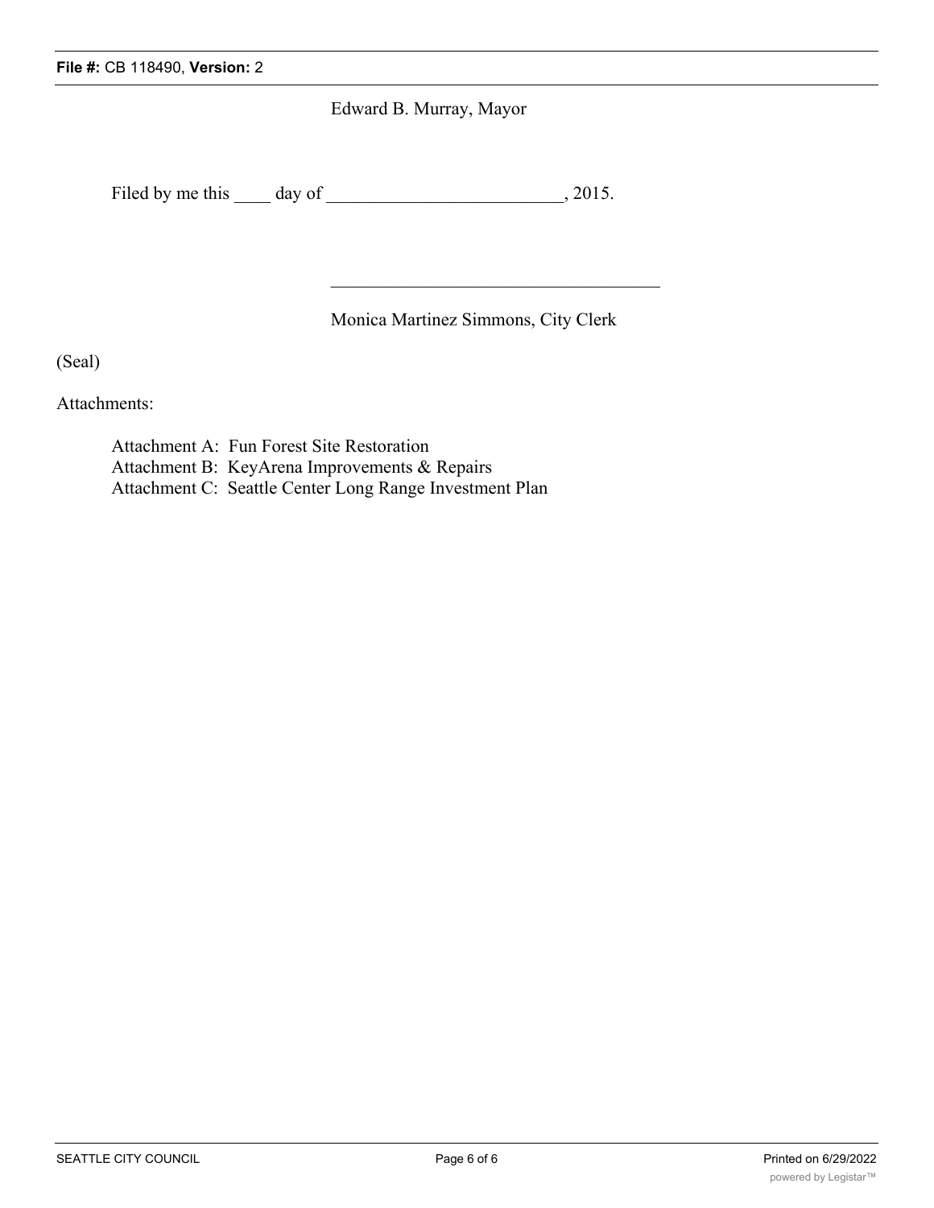Edward B. Murray, Mayor

Filed by me this ____ day of _________________________, 2015.

____________________________________

Monica Martinez Simmons, City Clerk

(Seal)

Attachments:

Attachment A: Fun Forest Site Restoration
Attachment B: KeyArena Improvements & Repairs
Attachment C: Seattle Center Long Range Investment Plan